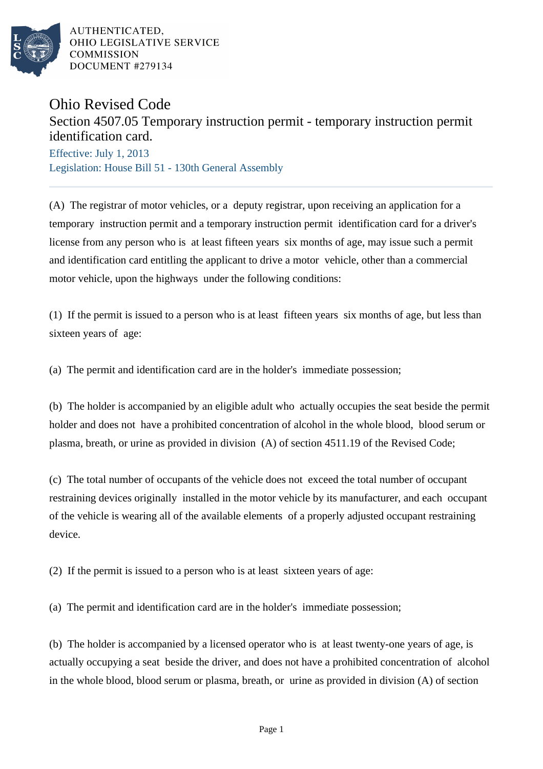AUTHENTICATED,
OHIO LEGISLATIVE SERVICE
COMMISSION
DOCUMENT #279134

# Ohio Revised Code

## Section 4507.05 Temporary instruction permit - temporary instruction permit identification card.

Effective: July 1, 2013

Legislation: House Bill 51 - 130th General Assembly

---

(A) The registrar of motor vehicles, or a deputy registrar, upon receiving an application for a temporary instruction permit and a temporary instruction permit identification card for a driver's license from any person who is at least fifteen years six months of age, may issue such a permit and identification card entitling the applicant to drive a motor vehicle, other than a commercial motor vehicle, upon the highways under the following conditions:

(1) If the permit is issued to a person who is at least fifteen years six months of age, but less than sixteen years of age:

(a) The permit and identification card are in the holder's immediate possession;

(b) The holder is accompanied by an eligible adult who actually occupies the seat beside the permit holder and does not have a prohibited concentration of alcohol in the whole blood, blood serum or plasma, breath, or urine as provided in division (A) of section 4511.19 of the Revised Code;

(c) The total number of occupants of the vehicle does not exceed the total number of occupant restraining devices originally installed in the motor vehicle by its manufacturer, and each occupant of the vehicle is wearing all of the available elements of a properly adjusted occupant restraining device.

(2) If the permit is issued to a person who is at least sixteen years of age:

(a) The permit and identification card are in the holder's immediate possession;

(b) The holder is accompanied by a licensed operator who is at least twenty-one years of age, is actually occupying a seat beside the driver, and does not have a prohibited concentration of alcohol in the whole blood, blood serum or plasma, breath, or urine as provided in division (A) of section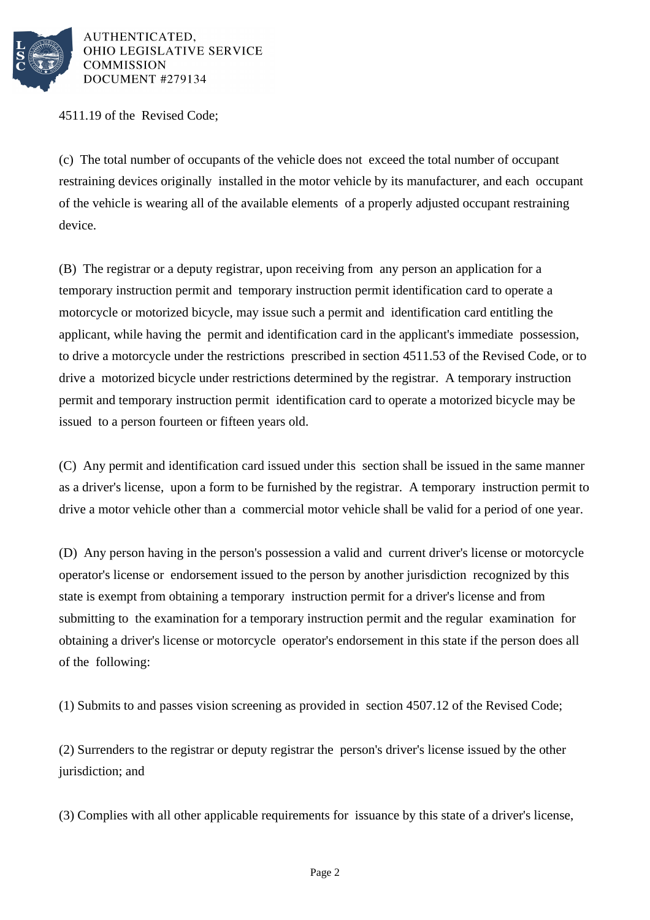4511.19 of the Revised Code;

(c) The total number of occupants of the vehicle does not exceed the total number of occupant restraining devices originally installed in the motor vehicle by its manufacturer, and each occupant of the vehicle is wearing all of the available elements of a properly adjusted occupant restraining device.

(B) The registrar or a deputy registrar, upon receiving from any person an application for a temporary instruction permit and temporary instruction permit identification card to operate a motorcycle or motorized bicycle, may issue such a permit and identification card entitling the applicant, while having the permit and identification card in the applicant's immediate possession, to drive a motorcycle under the restrictions prescribed in section 4511.53 of the Revised Code, or to drive a motorized bicycle under restrictions determined by the registrar. A temporary instruction permit and temporary instruction permit identification card to operate a motorized bicycle may be issued to a person fourteen or fifteen years old.

(C) Any permit and identification card issued under this section shall be issued in the same manner as a driver's license, upon a form to be furnished by the registrar. A temporary instruction permit to drive a motor vehicle other than a commercial motor vehicle shall be valid for a period of one year.

(D) Any person having in the person's possession a valid and current driver's license or motorcycle operator's license or endorsement issued to the person by another jurisdiction recognized by this state is exempt from obtaining a temporary instruction permit for a driver's license and from submitting to the examination for a temporary instruction permit and the regular examination for obtaining a driver's license or motorcycle operator's endorsement in this state if the person does all of the following:

(1) Submits to and passes vision screening as provided in section 4507.12 of the Revised Code;

(2) Surrenders to the registrar or deputy registrar the person's driver's license issued by the other jurisdiction; and

(3) Complies with all other applicable requirements for issuance by this state of a driver's license,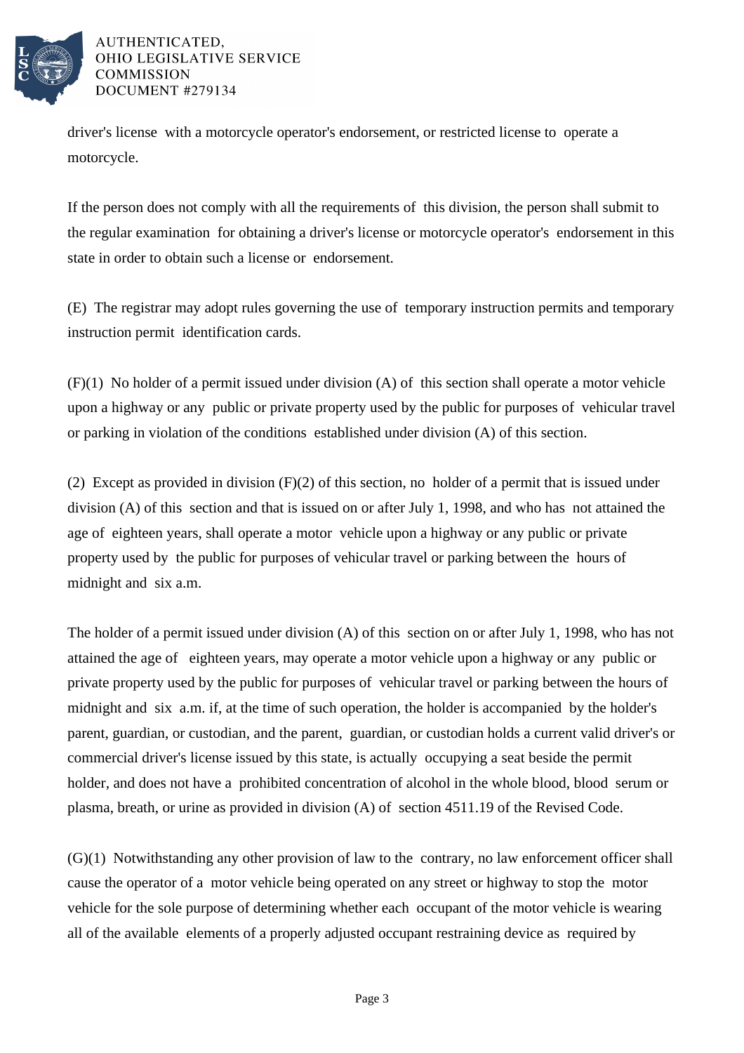driver's license with a motorcycle operator's endorsement, or restricted license to operate a motorcycle.

If the person does not comply with all the requirements of this division, the person shall submit to the regular examination for obtaining a driver's license or motorcycle operator's endorsement in this state in order to obtain such a license or endorsement.

(E) The registrar may adopt rules governing the use of temporary instruction permits and temporary instruction permit identification cards.

(F)(1) No holder of a permit issued under division (A) of this section shall operate a motor vehicle upon a highway or any public or private property used by the public for purposes of vehicular travel or parking in violation of the conditions established under division (A) of this section.

(2) Except as provided in division (F)(2) of this section, no holder of a permit that is issued under division (A) of this section and that is issued on or after July 1, 1998, and who has not attained the age of eighteen years, shall operate a motor vehicle upon a highway or any public or private property used by the public for purposes of vehicular travel or parking between the hours of midnight and six a.m.

The holder of a permit issued under division (A) of this section on or after July 1, 1998, who has not attained the age of eighteen years, may operate a motor vehicle upon a highway or any public or private property used by the public for purposes of vehicular travel or parking between the hours of midnight and six a.m. if, at the time of such operation, the holder is accompanied by the holder's parent, guardian, or custodian, and the parent, guardian, or custodian holds a current valid driver's or commercial driver's license issued by this state, is actually occupying a seat beside the permit holder, and does not have a prohibited concentration of alcohol in the whole blood, blood serum or plasma, breath, or urine as provided in division (A) of section 4511.19 of the Revised Code.

(G)(1) Notwithstanding any other provision of law to the contrary, no law enforcement officer shall cause the operator of a motor vehicle being operated on any street or highway to stop the motor vehicle for the sole purpose of determining whether each occupant of the motor vehicle is wearing all of the available elements of a properly adjusted occupant restraining device as required by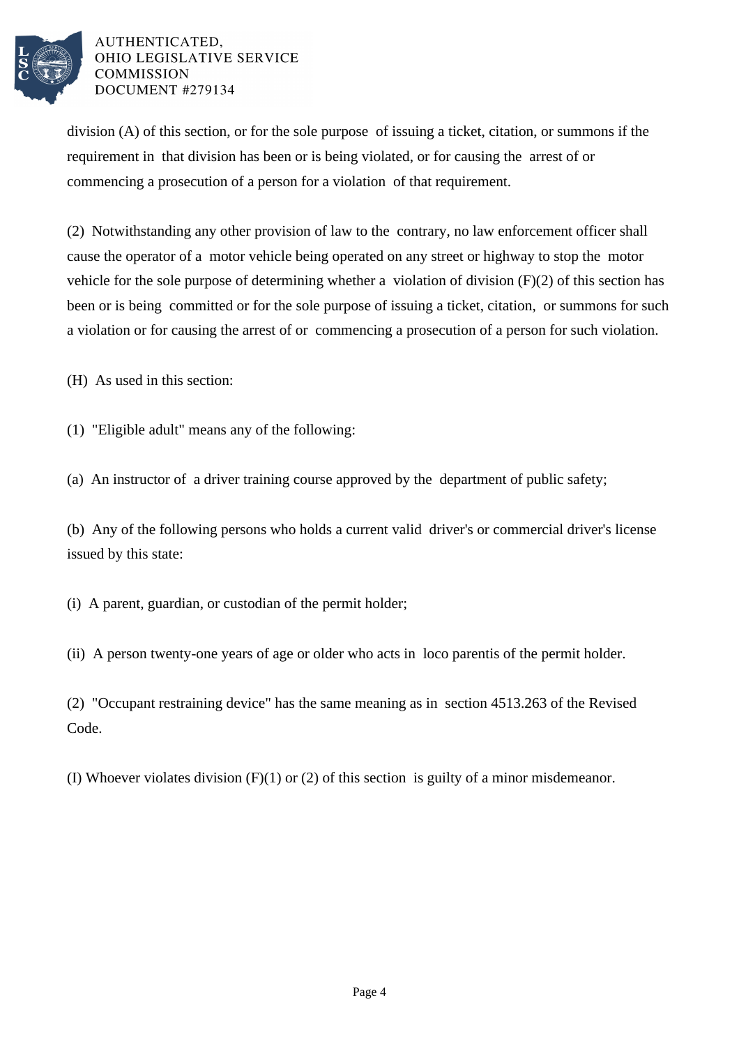division (A) of this section, or for the sole purpose of issuing a ticket, citation, or summons if the requirement in that division has been or is being violated, or for causing the arrest of or commencing a prosecution of a person for a violation of that requirement.

(2) Notwithstanding any other provision of law to the contrary, no law enforcement officer shall cause the operator of a motor vehicle being operated on any street or highway to stop the motor vehicle for the sole purpose of determining whether a violation of division (F)(2) of this section has been or is being committed or for the sole purpose of issuing a ticket, citation, or summons for such a violation or for causing the arrest of or commencing a prosecution of a person for such violation.

(H) As used in this section:

(1) "Eligible adult" means any of the following:

(a) An instructor of a driver training course approved by the department of public safety;

(b) Any of the following persons who holds a current valid driver's or commercial driver's license issued by this state:

(i) A parent, guardian, or custodian of the permit holder;

(ii) A person twenty-one years of age or older who acts in loco parentis of the permit holder.

(2) "Occupant restraining device" has the same meaning as in section 4513.263 of the Revised Code.

(I) Whoever violates division (F)(1) or (2) of this section is guilty of a minor misdemeanor.